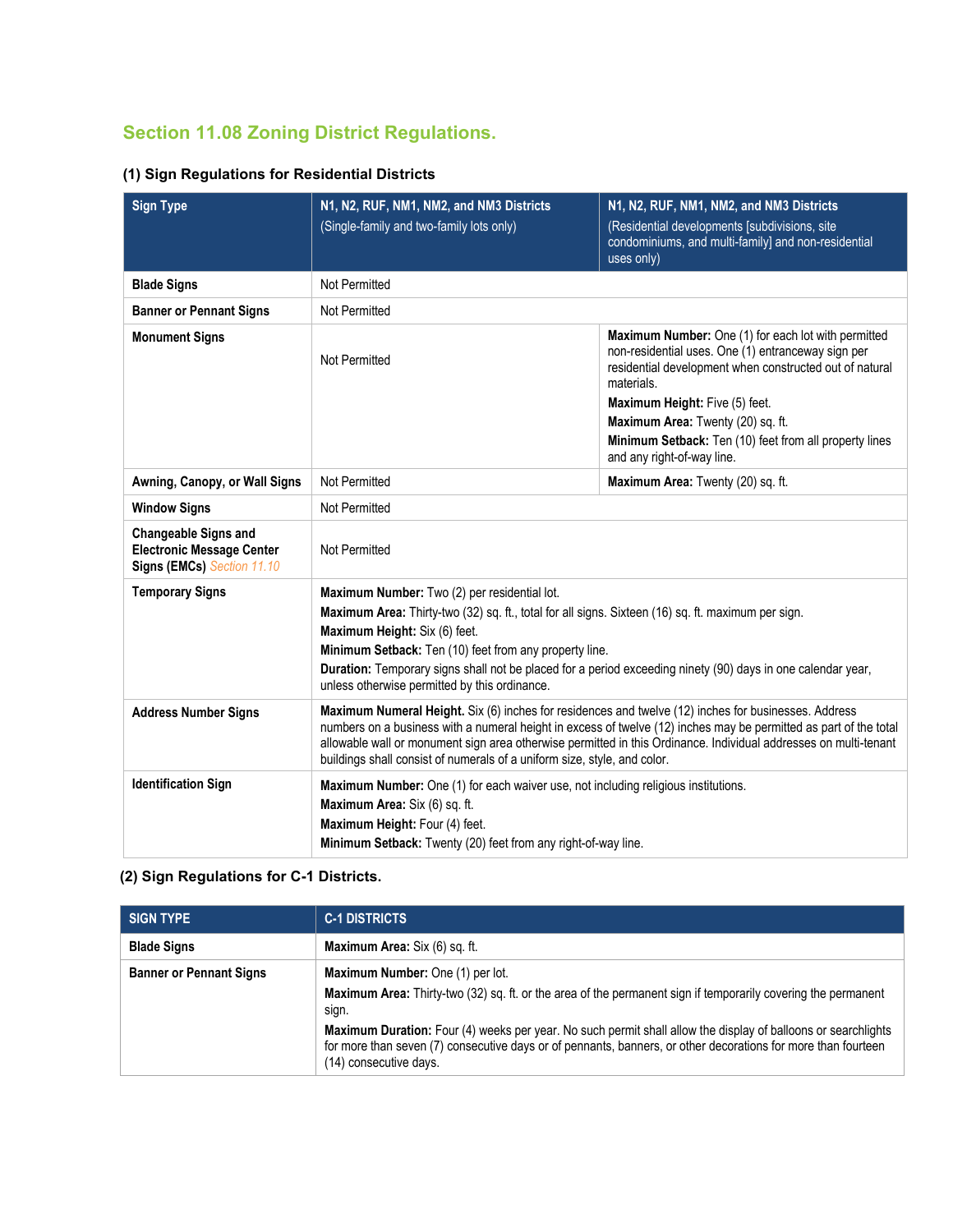## Section 11.08 Zoning District Regulations.

### (1) Sign Regulations for Residential Districts

| Sign Type | N1, N2, RUF, NM1, NM2, and NM3 Districts (Single-family and two-family lots only) | N1, N2, RUF, NM1, NM2, and NM3 Districts (Residential developments [subdivisions, site condominiums, and multi-family] and non-residential uses only) |
|---|---|---|
| **Blade Signs** | Not Permitted | |
| **Banner or Pennant Signs** | Not Permitted | |
| **Monument Signs** | Not Permitted | **Maximum Number:** One (1) for each lot with permitted non-residential uses. One (1) entranceway sign per residential development when constructed out of natural materials.<br>**Maximum Height:** Five (5) feet.<br>**Maximum Area:** Twenty (20) sq. ft.<br>**Minimum Setback:** Ten (10) feet from all property lines and any right-of-way line. |
| **Awning, Canopy, or Wall Signs** | Not Permitted | **Maximum Area:** Twenty (20) sq. ft. |
| **Window Signs** | Not Permitted | |
| **Changeable Signs and Electronic Message Center Signs (EMCs)** *Section 11.10* | Not Permitted | |
| **Temporary Signs** | **Maximum Number:** Two (2) per residential lot.<br>**Maximum Area:** Thirty-two (32) sq. ft., total for all signs. Sixteen (16) sq. ft. maximum per sign.<br>**Maximum Height:** Six (6) feet.<br>**Minimum Setback:** Ten (10) feet from any property line.<br>**Duration:** Temporary signs shall not be placed for a period exceeding ninety (90) days in one calendar year, unless otherwise permitted by this ordinance. | |
| **Address Number Signs** | **Maximum Numeral Height.** Six (6) inches for residences and twelve (12) inches for businesses. Address numbers on a business with a numeral height in excess of twelve (12) inches may be permitted as part of the total allowable wall or monument sign area otherwise permitted in this Ordinance. Individual addresses on multi-tenant buildings shall consist of numerals of a uniform size, style, and color. | |
| **Identification Sign** | **Maximum Number:** One (1) for each waiver use, not including religious institutions.<br>**Maximum Area:** Six (6) sq. ft.<br>**Maximum Height:** Four (4) feet.<br>**Minimum Setback:** Twenty (20) feet from any right-of-way line. | |

### (2) Sign Regulations for C-1 Districts.

| SIGN TYPE | C-1 DISTRICTS |
|---|---|
| **Blade Signs** | **Maximum Area:** Six (6) sq. ft. |
| **Banner or Pennant Signs** | **Maximum Number:** One (1) per lot.<br>**Maximum Area:** Thirty-two (32) sq. ft. or the area of the permanent sign if temporarily covering the permanent sign.<br>**Maximum Duration:** Four (4) weeks per year. No such permit shall allow the display of balloons or searchlights for more than seven (7) consecutive days or of pennants, banners, or other decorations for more than fourteen (14) consecutive days. |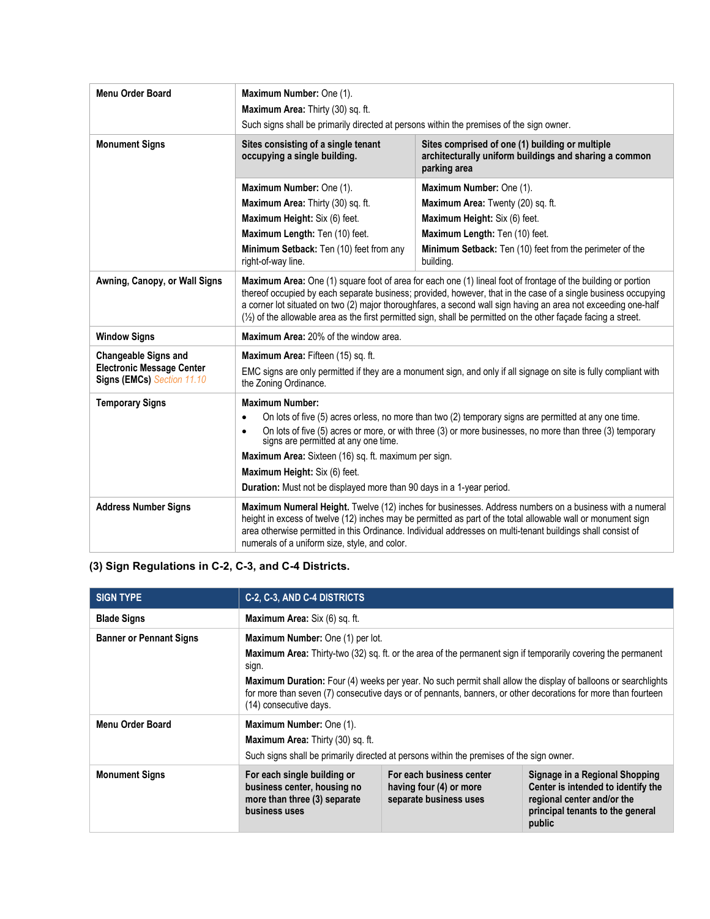| | | |
|---|---|---|
| **Menu Order Board** | **Maximum Number:** One (1).<br>**Maximum Area:** Thirty (30) sq. ft.<br>Such signs shall be primarily directed at persons within the premises of the sign owner. | |
| **Monument Signs** | **Sites consisting of a single tenant occupying a single building.** | **Sites comprised of one (1) building or multiple architecturally uniform buildings and sharing a common parking area** |
| | **Maximum Number:** One (1).<br>**Maximum Area:** Thirty (30) sq. ft.<br>**Maximum Height:** Six (6) feet.<br>**Maximum Length:** Ten (10) feet.<br>**Minimum Setback:** Ten (10) feet from any right-of-way line. | **Maximum Number:** One (1).<br>**Maximum Area:** Twenty (20) sq. ft.<br>**Maximum Height:** Six (6) feet.<br>**Maximum Length:** Ten (10) feet.<br>**Minimum Setback:** Ten (10) feet from the perimeter of the building. |
| **Awning, Canopy, or Wall Signs** | **Maximum Area:** One (1) square foot of area for each one (1) lineal foot of frontage of the building or portion thereof occupied by each separate business; provided, however, that in the case of a single business occupying a corner lot situated on two (2) major thoroughfares, a second wall sign having an area not exceeding one-half (½) of the allowable area as the first permitted sign, shall be permitted on the other façade facing a street. | |
| **Window Signs** | **Maximum Area:** 20% of the window area. | |
| **Changeable Signs and Electronic Message Center Signs (EMCs)** *Section 11.10* | **Maximum Area:** Fifteen (15) sq. ft.<br>EMC signs are only permitted if they are a monument sign, and only if all signage on site is fully compliant with the Zoning Ordinance. | |
| **Temporary Signs** | **Maximum Number:**<br>• On lots of five (5) acres orless, no more than two (2) temporary signs are permitted at any one time.<br>• On lots of five (5) acres or more, or with three (3) or more businesses, no more than three (3) temporary signs are permitted at any one time.<br>**Maximum Area:** Sixteen (16) sq. ft. maximum per sign.<br>**Maximum Height:** Six (6) feet.<br>**Duration:** Must not be displayed more than 90 days in a 1-year period. | |
| **Address Number Signs** | **Maximum Numeral Height.** Twelve (12) inches for businesses. Address numbers on a business with a numeral height in excess of twelve (12) inches may be permitted as part of the total allowable wall or monument sign area otherwise permitted in this Ordinance. Individual addresses on multi-tenant buildings shall consist of numerals of a uniform size, style, and color. | |

### (3) Sign Regulations in C-2, C-3, and C-4 Districts.

| SIGN TYPE | C-2, C-3, AND C-4 DISTRICTS | | |
|---|---|---|---|
| **Blade Signs** | **Maximum Area:** Six (6) sq. ft. | | |
| **Banner or Pennant Signs** | **Maximum Number:** One (1) per lot.<br>**Maximum Area:** Thirty-two (32) sq. ft. or the area of the permanent sign if temporarily covering the permanent sign.<br>**Maximum Duration:** Four (4) weeks per year. No such permit shall allow the display of balloons or searchlights for more than seven (7) consecutive days or of pennants, banners, or other decorations for more than fourteen (14) consecutive days. | | |
| **Menu Order Board** | **Maximum Number:** One (1).<br>**Maximum Area:** Thirty (30) sq. ft.<br>Such signs shall be primarily directed at persons within the premises of the sign owner. | | |
| **Monument Signs** | **For each single building or business center, housing no more than three (3) separate business uses** | **For each business center having four (4) or more separate business uses** | **Signage in a Regional Shopping Center is intended to identify the regional center and/or the principal tenants to the general public** |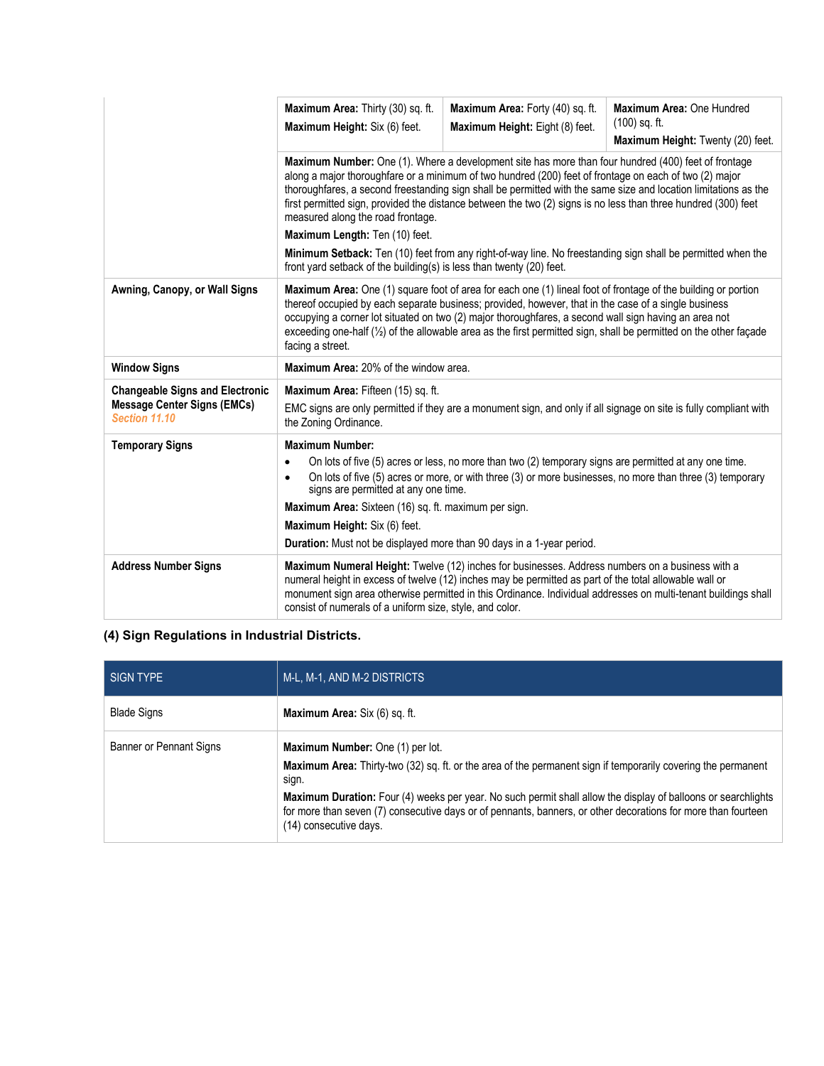| | | | |
|---|---|---|---|
| | **Maximum Area:** Thirty (30) sq. ft.<br>**Maximum Height:** Six (6) feet. | **Maximum Area:** Forty (40) sq. ft.<br>**Maximum Height:** Eight (8) feet. | **Maximum Area:** One Hundred (100) sq. ft.<br>**Maximum Height:** Twenty (20) feet. |
| | **Maximum Number:** One (1). Where a development site has more than four hundred (400) feet of frontage along a major thoroughfare or a minimum of two hundred (200) feet of frontage on each of two (2) major thoroughfares, a second freestanding sign shall be permitted with the same size and location limitations as the first permitted sign, provided the distance between the two (2) signs is no less than three hundred (300) feet measured along the road frontage.<br>**Maximum Length:** Ten (10) feet.<br>**Minimum Setback:** Ten (10) feet from any right-of-way line. No freestanding sign shall be permitted when the front yard setback of the building(s) is less than twenty (20) feet. | | |
| **Awning, Canopy, or Wall Signs** | **Maximum Area:** One (1) square foot of area for each one (1) lineal foot of frontage of the building or portion thereof occupied by each separate business; provided, however, that in the case of a single business occupying a corner lot situated on two (2) major thoroughfares, a second wall sign having an area not exceeding one-half (½) of the allowable area as the first permitted sign, shall be permitted on the other façade facing a street. | | |
| **Window Signs** | **Maximum Area:** 20% of the window area. | | |
| **Changeable Signs and Electronic Message Center Signs (EMCs)** *Section 11.10* | **Maximum Area:** Fifteen (15) sq. ft.<br>EMC signs are only permitted if they are a monument sign, and only if all signage on site is fully compliant with the Zoning Ordinance. | | |
| **Temporary Signs** | **Maximum Number:**<br>• On lots of five (5) acres or less, no more than two (2) temporary signs are permitted at any one time.<br>• On lots of five (5) acres or more, or with three (3) or more businesses, no more than three (3) temporary signs are permitted at any one time.<br>**Maximum Area:** Sixteen (16) sq. ft. maximum per sign.<br>**Maximum Height:** Six (6) feet.<br>**Duration:** Must not be displayed more than 90 days in a 1-year period. | | |
| **Address Number Signs** | **Maximum Numeral Height:** Twelve (12) inches for businesses. Address numbers on a business with a numeral height in excess of twelve (12) inches may be permitted as part of the total allowable wall or monument sign area otherwise permitted in this Ordinance. Individual addresses on multi-tenant buildings shall consist of numerals of a uniform size, style, and color. | | |

### (4) Sign Regulations in Industrial Districts.

| SIGN TYPE | M-L, M-1, AND M-2 DISTRICTS |
|---|---|
| Blade Signs | **Maximum Area:** Six (6) sq. ft. |
| Banner or Pennant Signs | **Maximum Number:** One (1) per lot.<br>**Maximum Area:** Thirty-two (32) sq. ft. or the area of the permanent sign if temporarily covering the permanent sign.<br>**Maximum Duration:** Four (4) weeks per year. No such permit shall allow the display of balloons or searchlights for more than seven (7) consecutive days or of pennants, banners, or other decorations for more than fourteen (14) consecutive days. |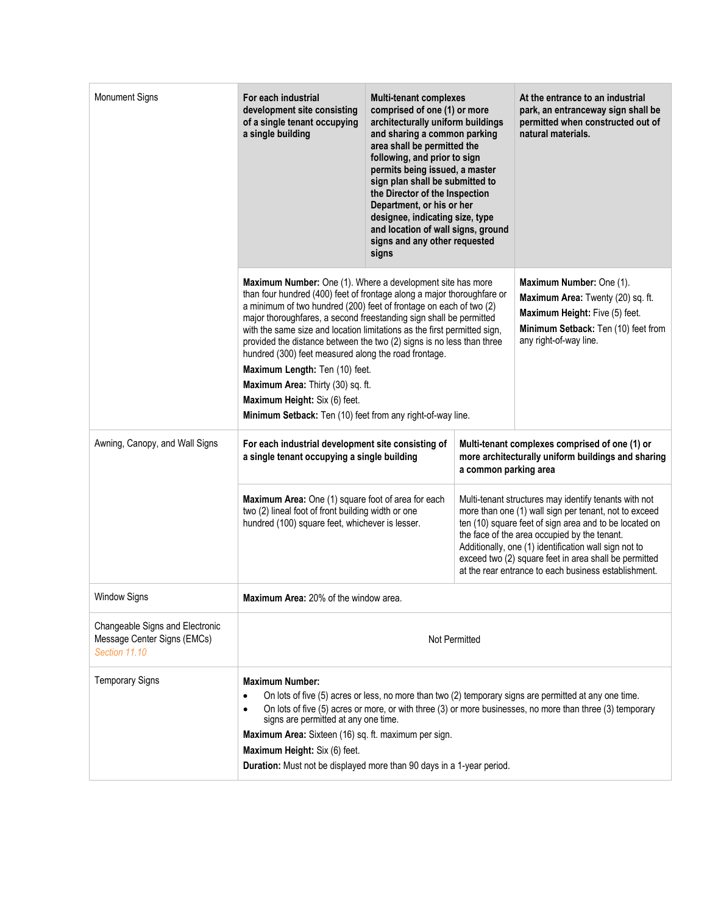| Sign Type | | | |
|---|---|---|---|
| Monument Signs | **For each industrial development site consisting of a single tenant occupying a single building** | **Multi-tenant complexes comprised of one (1) or more architecturally uniform buildings and sharing a common parking area shall be permitted the following, and prior to sign permits being issued, a master sign plan shall be submitted to the Director of the Inspection Department, or his or her designee, indicating size, type and location of wall signs, ground signs and any other requested signs** | **At the entrance to an industrial park, an entranceway sign shall be permitted when constructed out of natural materials.** |
| | **Maximum Number:** One (1). Where a development site has more than four hundred (400) feet of frontage along a major thoroughfare or a minimum of two hundred (200) feet of frontage on each of two (2) major thoroughfares, a second freestanding sign shall be permitted with the same size and location limitations as the first permitted sign, provided the distance between the two (2) signs is no less than three hundred (300) feet measured along the road frontage.<br>**Maximum Length:** Ten (10) feet.<br>**Maximum Area:** Thirty (30) sq. ft.<br>**Maximum Height:** Six (6) feet.<br>**Minimum Setback:** Ten (10) feet from any right-of-way line. | | **Maximum Number:** One (1).<br>**Maximum Area:** Twenty (20) sq. ft.<br>**Maximum Height:** Five (5) feet.<br>**Minimum Setback:** Ten (10) feet from any right-of-way line. |
| Awning, Canopy, and Wall Signs | **For each industrial development site consisting of a single tenant occupying a single building** | **Multi-tenant complexes comprised of one (1) or more architecturally uniform buildings and sharing a common parking area** | |
| | **Maximum Area:** One (1) square foot of area for each two (2) lineal foot of front building width or one hundred (100) square feet, whichever is lesser. | Multi-tenant structures may identify tenants with not more than one (1) wall sign per tenant, not to exceed ten (10) square feet of sign area and to be located on the face of the area occupied by the tenant. Additionally, one (1) identification wall sign not to exceed two (2) square feet in area shall be permitted at the rear entrance to each business establishment. | |
| Window Signs | **Maximum Area:** 20% of the window area. | | |
| Changeable Signs and Electronic Message Center Signs (EMCs) *Section 11.10* | Not Permitted | | |
| Temporary Signs | **Maximum Number:**<br>• On lots of five (5) acres or less, no more than two (2) temporary signs are permitted at any one time.<br>• On lots of five (5) acres or more, or with three (3) or more businesses, no more than three (3) temporary signs are permitted at any one time.<br>**Maximum Area:** Sixteen (16) sq. ft. maximum per sign.<br>**Maximum Height:** Six (6) feet.<br>**Duration:** Must not be displayed more than 90 days in a 1-year period. | | |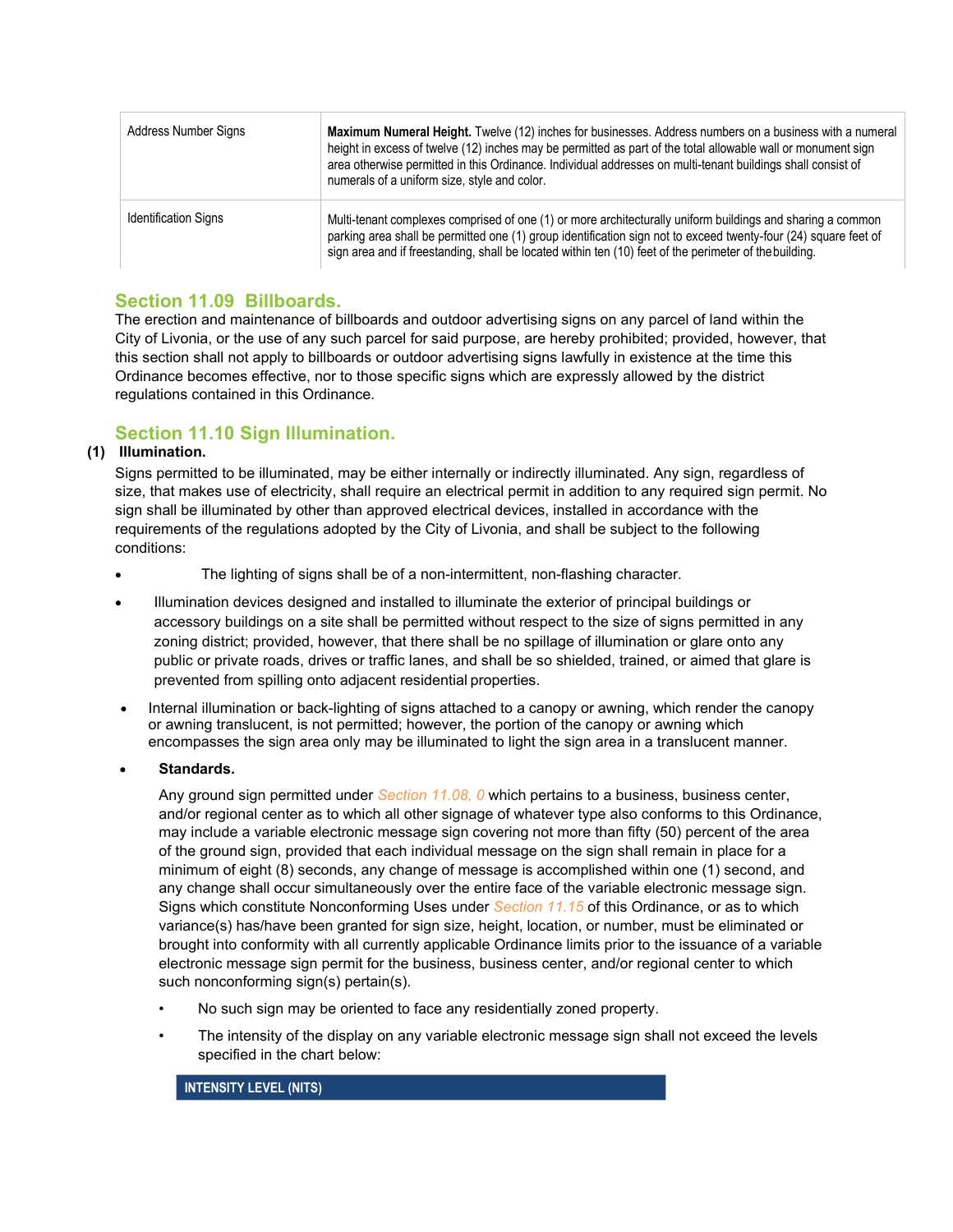| Address Number Signs | **Maximum Numeral Height.** Twelve (12) inches for businesses. Address numbers on a business with a numeral height in excess of twelve (12) inches may be permitted as part of the total allowable wall or monument sign area otherwise permitted in this Ordinance. Individual addresses on multi-tenant buildings shall consist of numerals of a uniform size, style and color. |
|---|---|
| Identification Signs | Multi-tenant complexes comprised of one (1) or more architecturally uniform buildings and sharing a common parking area shall be permitted one (1) group identification sign not to exceed twenty-four (24) square feet of sign area and if freestanding, shall be located within ten (10) feet of the perimeter of the building. |

## Section 11.09 Billboards.

The erection and maintenance of billboards and outdoor advertising signs on any parcel of land within the City of Livonia, or the use of any such parcel for said purpose, are hereby prohibited; provided, however, that this section shall not apply to billboards or outdoor advertising signs lawfully in existence at the time this Ordinance becomes effective, nor to those specific signs which are expressly allowed by the district regulations contained in this Ordinance.

## Section 11.10 Sign Illumination.

**(1) Illumination.**

Signs permitted to be illuminated, may be either internally or indirectly illuminated. Any sign, regardless of size, that makes use of electricity, shall require an electrical permit in addition to any required sign permit. No sign shall be illuminated by other than approved electrical devices, installed in accordance with the requirements of the regulations adopted by the City of Livonia, and shall be subject to the following conditions:

- The lighting of signs shall be of a non-intermittent, non-flashing character.
- Illumination devices designed and installed to illuminate the exterior of principal buildings or accessory buildings on a site shall be permitted without respect to the size of signs permitted in any zoning district; provided, however, that there shall be no spillage of illumination or glare onto any public or private roads, drives or traffic lanes, and shall be so shielded, trained, or aimed that glare is prevented from spilling onto adjacent residential properties.
- Internal illumination or back-lighting of signs attached to a canopy or awning, which render the canopy or awning translucent, is not permitted; however, the portion of the canopy or awning which encompasses the sign area only may be illuminated to light the sign area in a translucent manner.
- **Standards.**

  Any ground sign permitted under *Section 11.08, 0* which pertains to a business, business center, and/or regional center as to which all other signage of whatever type also conforms to this Ordinance, may include a variable electronic message sign covering not more than fifty (50) percent of the area of the ground sign, provided that each individual message on the sign shall remain in place for a minimum of eight (8) seconds, any change of message is accomplished within one (1) second, and any change shall occur simultaneously over the entire face of the variable electronic message sign. Signs which constitute Nonconforming Uses under *Section 11.15* of this Ordinance, or as to which variance(s) has/have been granted for sign size, height, location, or number, must be eliminated or brought into conformity with all currently applicable Ordinance limits prior to the issuance of a variable electronic message sign permit for the business, business center, and/or regional center to which such nonconforming sign(s) pertain(s).

  - No such sign may be oriented to face any residentially zoned property.
  - The intensity of the display on any variable electronic message sign shall not exceed the levels specified in the chart below:

| INTENSITY LEVEL (NITS) |
|---|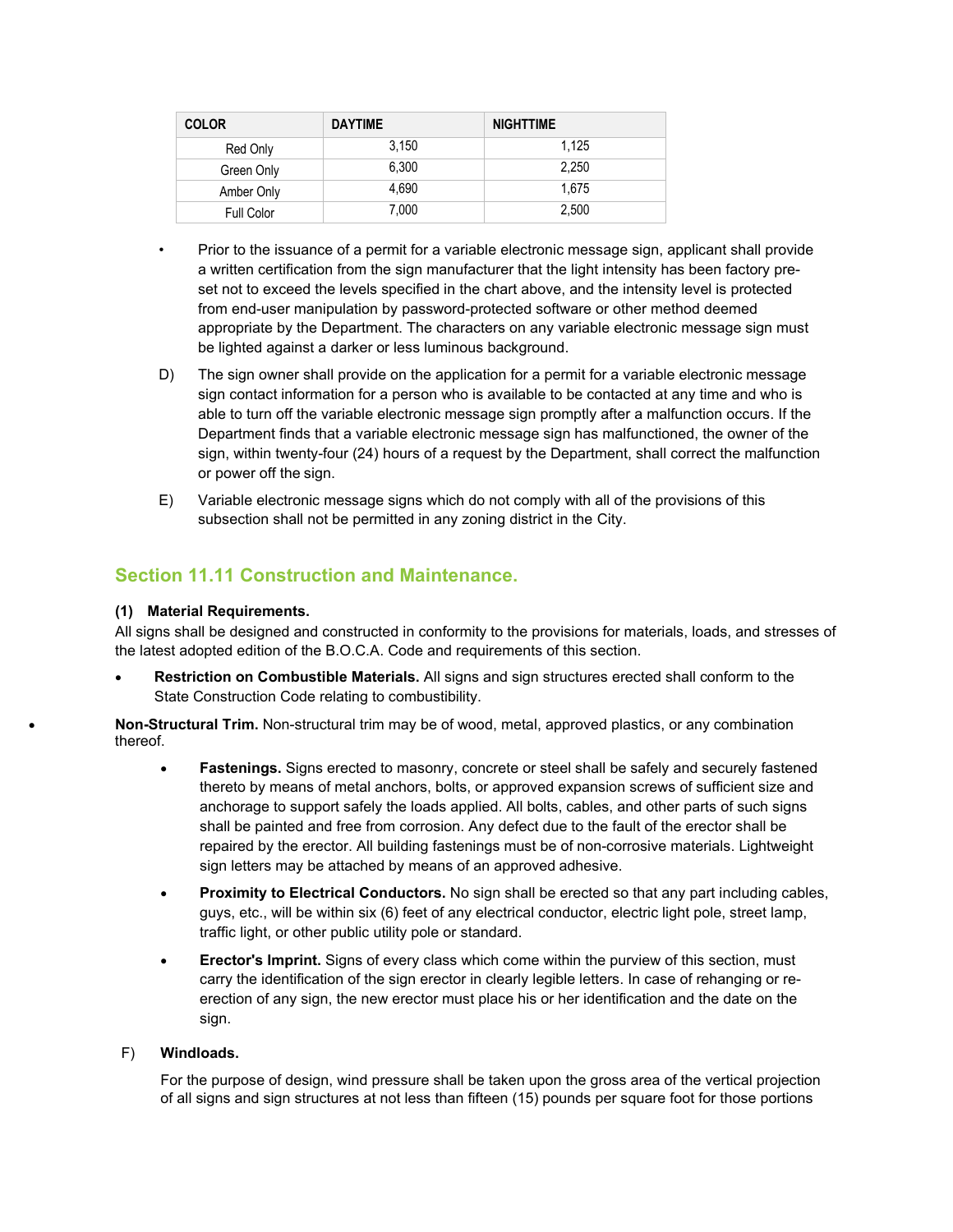| COLOR | DAYTIME | NIGHTTIME |
| --- | --- | --- |
| Red Only | 3,150 | 1,125 |
| Green Only | 6,300 | 2,250 |
| Amber Only | 4,690 | 1,675 |
| Full Color | 7,000 | 2,500 |

- Prior to the issuance of a permit for a variable electronic message sign, applicant shall provide a written certification from the sign manufacturer that the light intensity has been factory pre-set not to exceed the levels specified in the chart above, and the intensity level is protected from end-user manipulation by password-protected software or other method deemed appropriate by the Department. The characters on any variable electronic message sign must be lighted against a darker or less luminous background.

D) The sign owner shall provide on the application for a permit for a variable electronic message sign contact information for a person who is available to be contacted at any time and who is able to turn off the variable electronic message sign promptly after a malfunction occurs. If the Department finds that a variable electronic message sign has malfunctioned, the owner of the sign, within twenty-four (24) hours of a request by the Department, shall correct the malfunction or power off the sign.

E) Variable electronic message signs which do not comply with all of the provisions of this subsection shall not be permitted in any zoning district in the City.

## Section 11.11 Construction and Maintenance.

**(1) Material Requirements.**

All signs shall be designed and constructed in conformity to the provisions for materials, loads, and stresses of the latest adopted edition of the B.O.C.A. Code and requirements of this section.

- **Restriction on Combustible Materials.** All signs and sign structures erected shall conform to the State Construction Code relating to combustibility.

- **Non-Structural Trim.** Non-structural trim may be of wood, metal, approved plastics, or any combination thereof.

  - **Fastenings.** Signs erected to masonry, concrete or steel shall be safely and securely fastened thereto by means of metal anchors, bolts, or approved expansion screws of sufficient size and anchorage to support safely the loads applied. All bolts, cables, and other parts of such signs shall be painted and free from corrosion. Any defect due to the fault of the erector shall be repaired by the erector. All building fastenings must be of non-corrosive materials. Lightweight sign letters may be attached by means of an approved adhesive.

  - **Proximity to Electrical Conductors.** No sign shall be erected so that any part including cables, guys, etc., will be within six (6) feet of any electrical conductor, electric light pole, street lamp, traffic light, or other public utility pole or standard.

  - **Erector's Imprint.** Signs of every class which come within the purview of this section, must carry the identification of the sign erector in clearly legible letters. In case of rehanging or re-erection of any sign, the new erector must place his or her identification and the date on the sign.

F) **Windloads.**

For the purpose of design, wind pressure shall be taken upon the gross area of the vertical projection of all signs and sign structures at not less than fifteen (15) pounds per square foot for those portions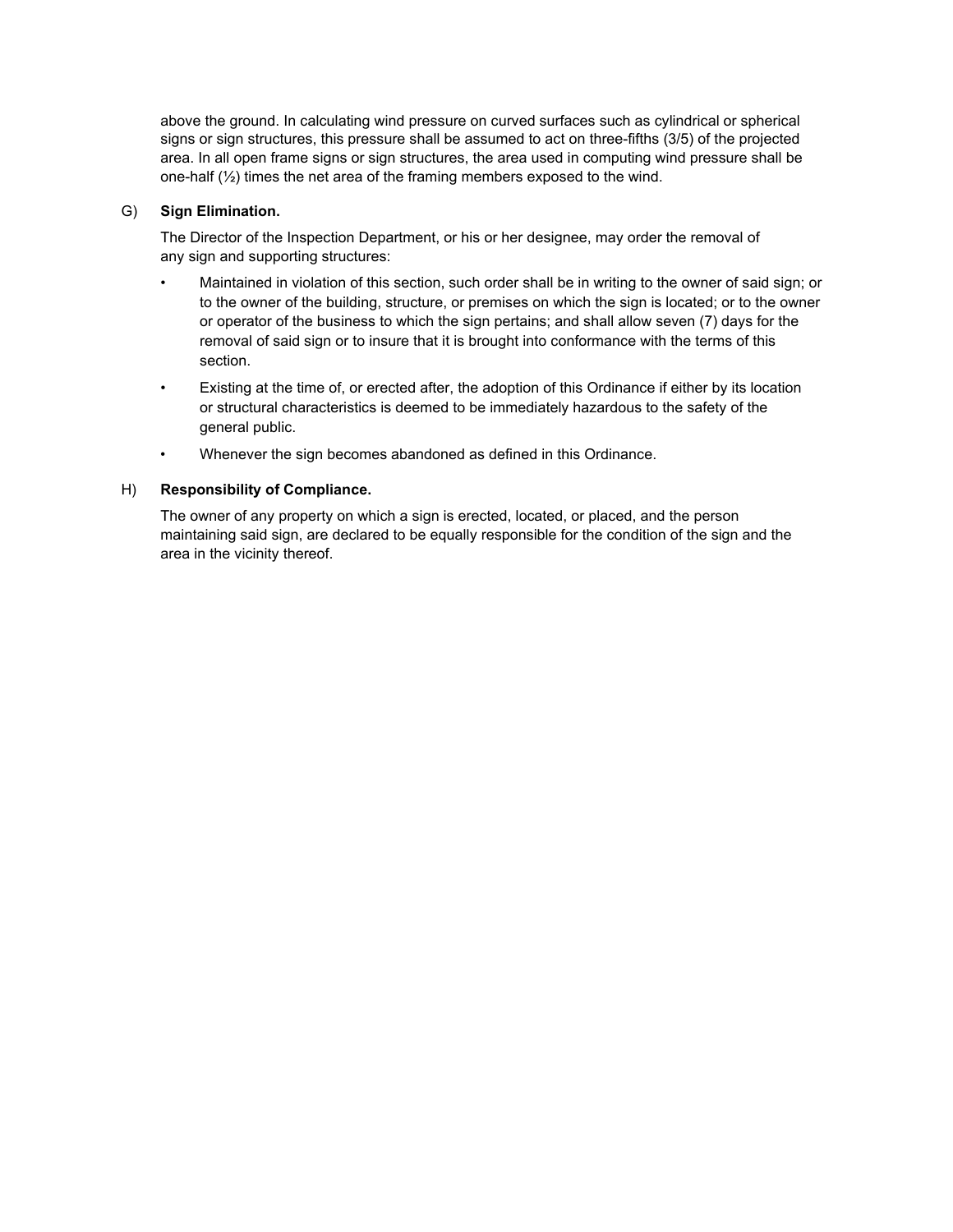above the ground. In calculating wind pressure on curved surfaces such as cylindrical or spherical signs or sign structures, this pressure shall be assumed to act on three-fifths (3/5) of the projected area. In all open frame signs or sign structures, the area used in computing wind pressure shall be one-half (½) times the net area of the framing members exposed to the wind.

G) **Sign Elimination.**

The Director of the Inspection Department, or his or her designee, may order the removal of any sign and supporting structures:

- Maintained in violation of this section, such order shall be in writing to the owner of said sign; or to the owner of the building, structure, or premises on which the sign is located; or to the owner or operator of the business to which the sign pertains; and shall allow seven (7) days for the removal of said sign or to insure that it is brought into conformance with the terms of this section.
- Existing at the time of, or erected after, the adoption of this Ordinance if either by its location or structural characteristics is deemed to be immediately hazardous to the safety of the general public.
- Whenever the sign becomes abandoned as defined in this Ordinance.

H) **Responsibility of Compliance.**

The owner of any property on which a sign is erected, located, or placed, and the person maintaining said sign, are declared to be equally responsible for the condition of the sign and the area in the vicinity thereof.